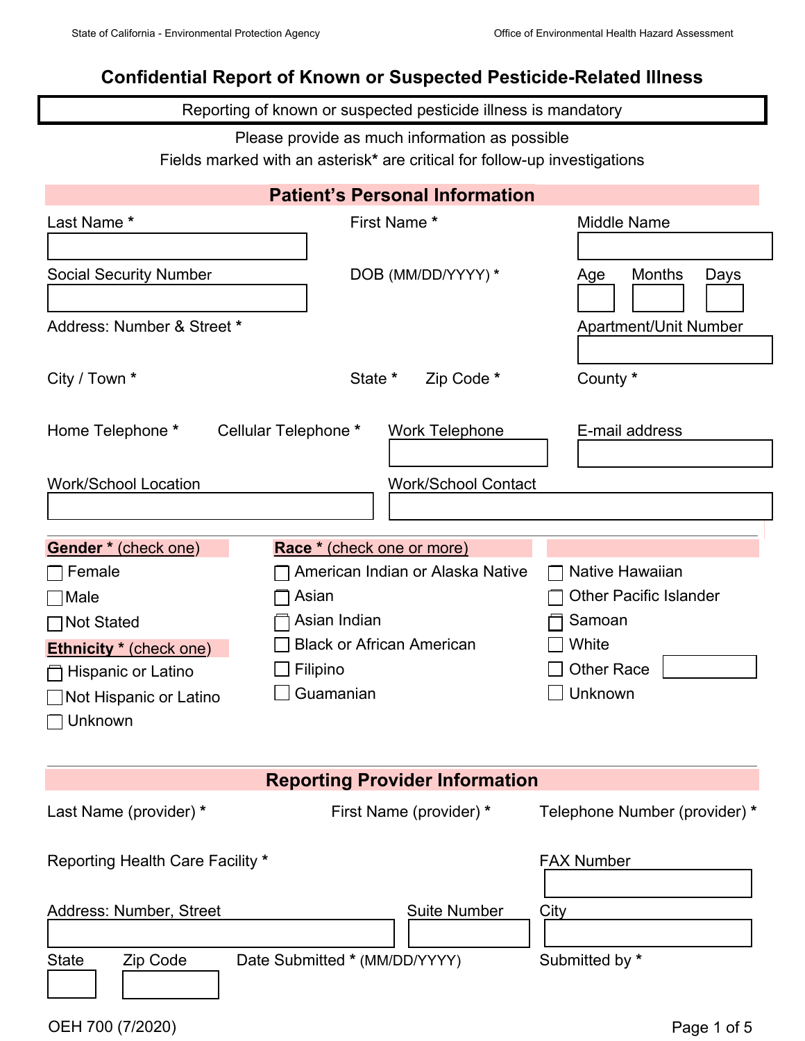State of California - Environmental Protection Agency

Office of Environmental Health Hazard Assessment

# Confidential Report of Known or Suspected Pesticide-Related Illness

**Reporting of known or suspected pesticide illness is mandatory**

Please provide as much information as possible

Fields marked with an asterisk* are critical for follow-up investigations

## Patient's Personal Information

Last Name *

First Name *

Middle Name

Social Security Number

DOB (MM/DD/YYYY) *

Age

Months

Days

Address: Number & Street *

Apartment/Unit Number

City / Town *

State *

Zip Code *

County *

Home Telephone *

Cellular Telephone *

Work Telephone

E-mail address

Work/School Location

Work/School Contact

**Gender * (check one)**

- ☐ Female
- ☐ Male
- ☐ Not Stated

**Ethnicity * (check one)**

- ☐ Hispanic or Latino
- ☐ Not Hispanic or Latino
- ☐ Unknown

**Race * (check one or more)**

- ☐ American Indian or Alaska Native
- ☐ Asian
- ☐ Asian Indian
- ☐ Black or African American
- ☐ Filipino
- ☐ Guamanian
- ☐ Native Hawaiian
- ☐ Other Pacific Islander
- ☐ Samoan
- ☐ White
- ☐ Other Race
- ☐ Unknown

## Reporting Provider Information

Last Name (provider) *

First Name (provider) *

Telephone Number (provider) *

Reporting Health Care Facility *

FAX Number

Address: Number, Street

Suite Number

City

State

Zip Code

Date Submitted * (MM/DD/YYYY)

Submitted by *

OEH 700 (7/2020)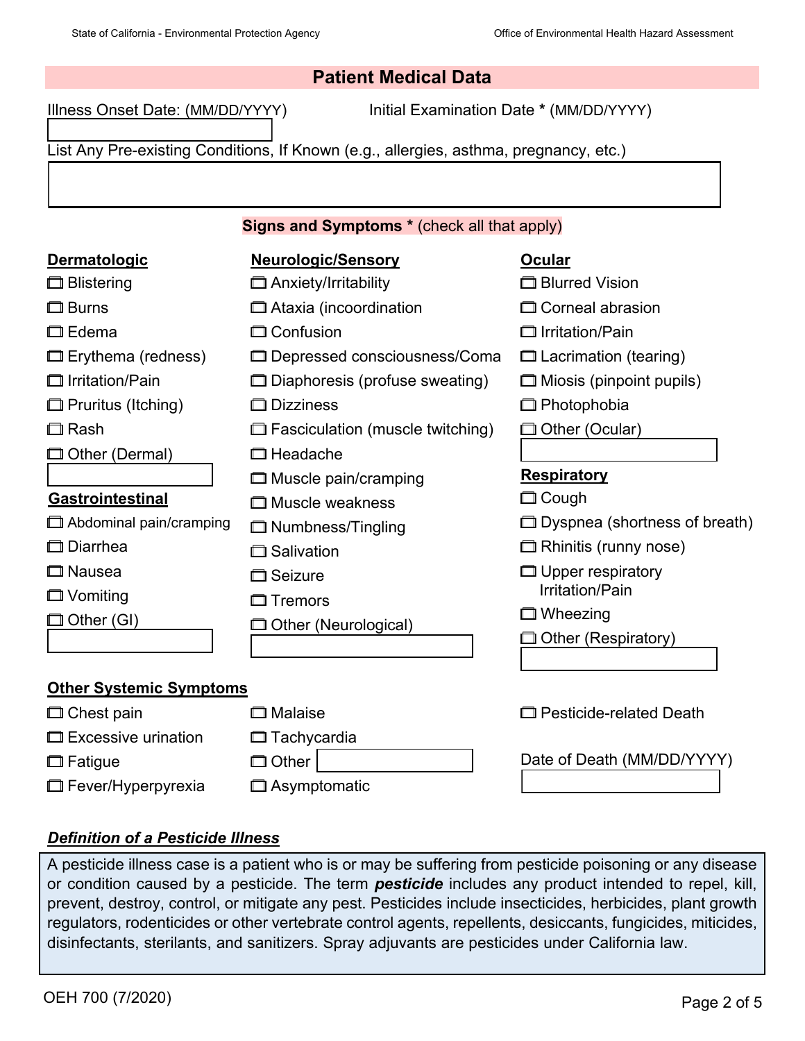## Patient Medical Data

Illness Onset Date: (MM/DD/YYYY)

Initial Examination Date * (MM/DD/YYYY)

List Any Pre-existing Conditions, If Known (e.g., allergies, asthma, pregnancy, etc.)

### Signs and Symptoms * (check all that apply)

**Dermatologic**

- ☐ Blistering
- ☐ Burns
- ☐ Edema
- ☐ Erythema (redness)
- ☐ Irritation/Pain
- ☐ Pruritus (Itching)
- ☐ Rash
- ☐ Other (Dermal)

**Gastrointestinal**

- ☐ Abdominal pain/cramping
- ☐ Diarrhea
- ☐ Nausea
- ☐ Vomiting
- ☐ Other (GI)

**Neurologic/Sensory**

- ☐ Anxiety/Irritability
- ☐ Ataxia (incoordination
- ☐ Confusion
- ☐ Depressed consciousness/Coma
- ☐ Diaphoresis (profuse sweating)
- ☐ Dizziness
- ☐ Fasciculation (muscle twitching)
- ☐ Headache
- ☐ Muscle pain/cramping
- ☐ Muscle weakness
- ☐ Numbness/Tingling
- ☐ Salivation
- ☐ Seizure
- ☐ Tremors
- ☐ Other (Neurological)

**Ocular**

- ☐ Blurred Vision
- ☐ Corneal abrasion
- ☐ Irritation/Pain
- ☐ Lacrimation (tearing)
- ☐ Miosis (pinpoint pupils)
- ☐ Photophobia
- ☐ Other (Ocular)

**Respiratory**

- ☐ Cough
- ☐ Dyspnea (shortness of breath)
- ☐ Rhinitis (runny nose)
- ☐ Upper respiratory Irritation/Pain
- ☐ Wheezing
- ☐ Other (Respiratory)

**Other Systemic Symptoms**

- ☐ Chest pain
- ☐ Excessive urination
- ☐ Fatigue
- ☐ Fever/Hyperpyrexia
- ☐ Malaise
- ☐ Tachycardia
- ☐ Other
- ☐ Asymptomatic

- ☐ Pesticide-related Death

Date of Death (MM/DD/YYYY)

### *Definition of a Pesticide Illness*

A pesticide illness case is a patient who is or may be suffering from pesticide poisoning or any disease or condition caused by a pesticide. The term ***pesticide*** includes any product intended to repel, kill, prevent, destroy, control, or mitigate any pest. Pesticides include insecticides, herbicides, plant growth regulators, rodenticides or other vertebrate control agents, repellents, desiccants, fungicides, miticides, disinfectants, sterilants, and sanitizers. Spray adjuvants are pesticides under California law.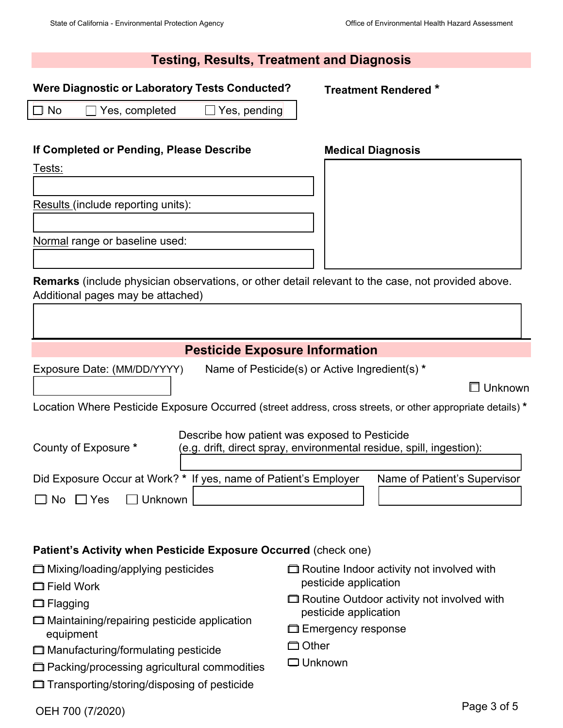## Testing, Results, Treatment and Diagnosis

**Were Diagnostic or Laboratory Tests Conducted?**

☐ No ☐ Yes, completed ☐ Yes, pending

**Treatment Rendered** *

**If Completed or Pending, Please Describe**

Tests:

Results (include reporting units):

Normal range or baseline used:

**Medical Diagnosis**

**Remarks** (include physician observations, or other detail relevant to the case, not provided above. Additional pages may be attached)

## Pesticide Exposure Information

Exposure Date: (MM/DD/YYYY)

Name of Pesticide(s) or Active Ingredient(s) *

☐ Unknown

Location Where Pesticide Exposure Occurred (street address, cross streets, or other appropriate details) *

County of Exposure *

Describe how patient was exposed to Pesticide (e.g. drift, direct spray, environmental residue, spill, ingestion):

Did Exposure Occur at Work? *

☐ No ☐ Yes ☐ Unknown

If yes, name of Patient's Employer

Name of Patient's Supervisor

**Patient's Activity when Pesticide Exposure Occurred** (check one)

- ☐ Mixing/loading/applying pesticides
- ☐ Field Work
- ☐ Flagging
- ☐ Maintaining/repairing pesticide application equipment
- ☐ Manufacturing/formulating pesticide
- ☐ Packing/processing agricultural commodities
- ☐ Transporting/storing/disposing of pesticide
- ☐ Routine Indoor activity not involved with pesticide application
- ☐ Routine Outdoor activity not involved with pesticide application
- ☐ Emergency response
- ☐ Other
- ☐ Unknown

OEH 700 (7/2020)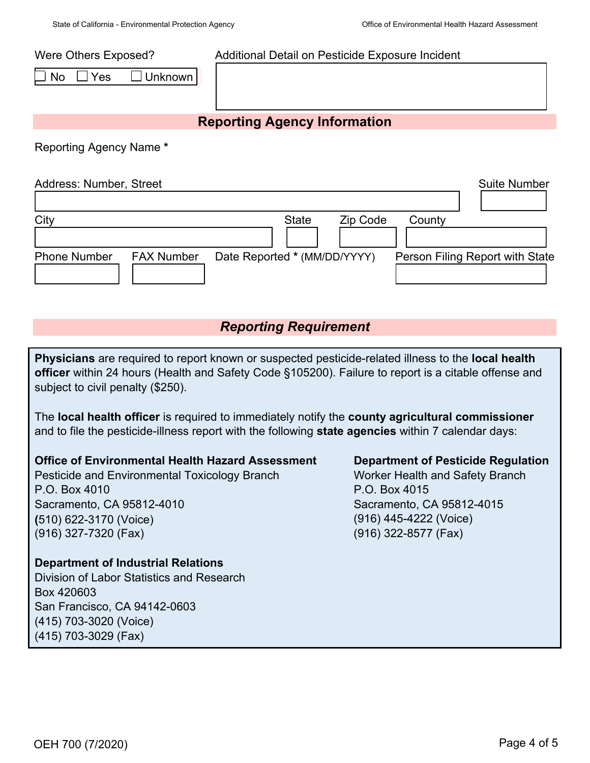Were Others Exposed?

☐ No ☐ Yes ☐ Unknown

Additional Detail on Pesticide Exposure Incident

## Reporting Agency Information

Reporting Agency Name *

Address: Number, Street

Suite Number

City

State

Zip Code

County

Phone Number

FAX Number

Date Reported * (MM/DD/YYYY)

Person Filing Report with State

## *Reporting Requirement*

**Physicians** are required to report known or suspected pesticide-related illness to the **local health officer** within 24 hours (Health and Safety Code §105200). Failure to report is a citable offense and subject to civil penalty ($250).

The **local health officer** is required to immediately notify the **county agricultural commissioner** and to file the pesticide-illness report with the following **state agencies** within 7 calendar days:

**Office of Environmental Health Hazard Assessment**
Pesticide and Environmental Toxicology Branch
P.O. Box 4010
Sacramento, CA 95812-4010
(510) 622-3170 (Voice)
(916) 327-7320 (Fax)

**Department of Pesticide Regulation**
Worker Health and Safety Branch
P.O. Box 4015
Sacramento, CA 95812-4015
(916) 445-4222 (Voice)
(916) 322-8577 (Fax)

**Department of Industrial Relations**
Division of Labor Statistics and Research
Box 420603
San Francisco, CA 94142-0603
(415) 703-3020 (Voice)
(415) 703-3029 (Fax)

OEH 700 (7/2020)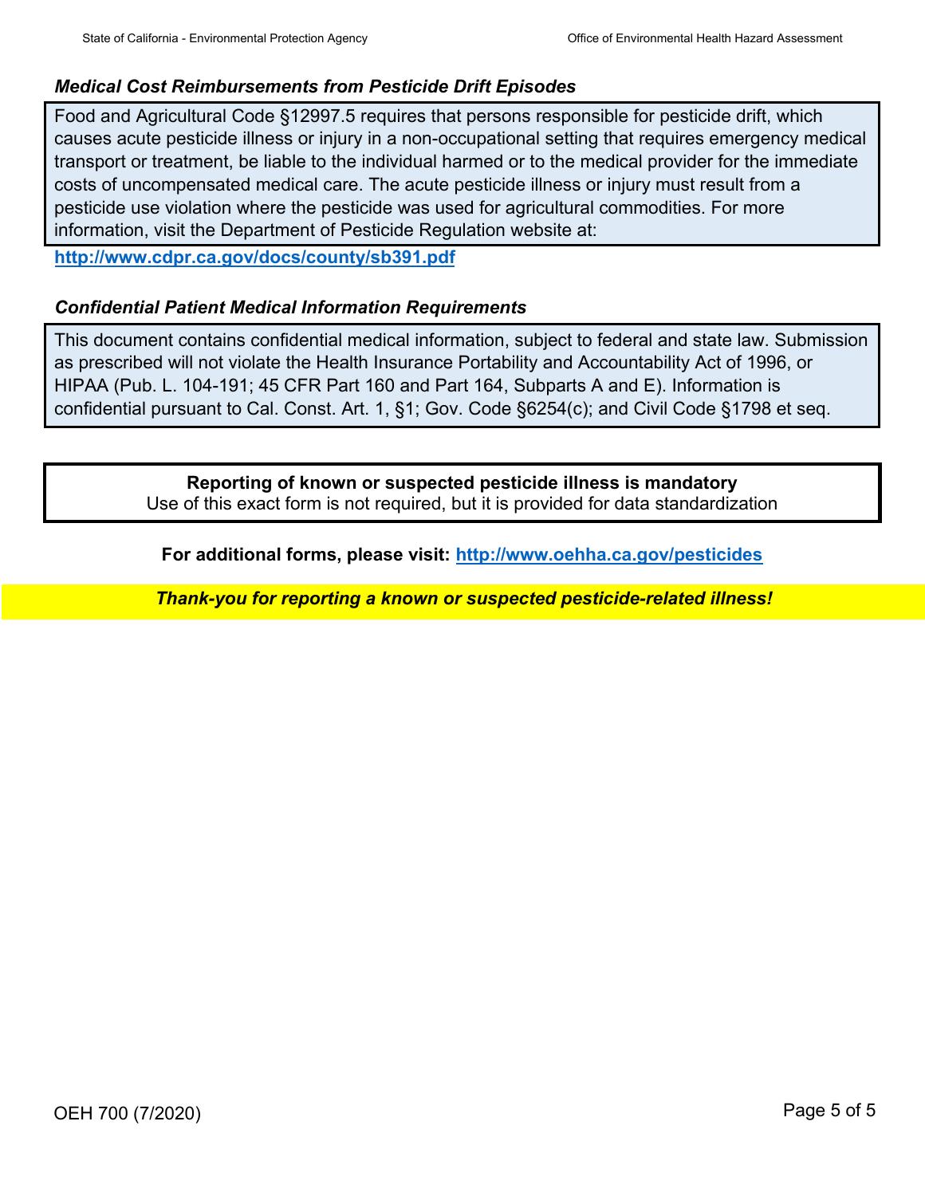### *Medical Cost Reimbursements from Pesticide Drift Episodes*

Food and Agricultural Code §12997.5 requires that persons responsible for pesticide drift, which causes acute pesticide illness or injury in a non-occupational setting that requires emergency medical transport or treatment, be liable to the individual harmed or to the medical provider for the immediate costs of uncompensated medical care. The acute pesticide illness or injury must result from a pesticide use violation where the pesticide was used for agricultural commodities. For more information, visit the Department of Pesticide Regulation website at:

**http://www.cdpr.ca.gov/docs/county/sb391.pdf**

### *Confidential Patient Medical Information Requirements*

This document contains confidential medical information, subject to federal and state law. Submission as prescribed will not violate the Health Insurance Portability and Accountability Act of 1996, or HIPAA (Pub. L. 104-191; 45 CFR Part 160 and Part 164, Subparts A and E). Information is confidential pursuant to Cal. Const. Art. 1, §1; Gov. Code §6254(c); and Civil Code §1798 et seq.

**Reporting of known or suspected pesticide illness is mandatory**
Use of this exact form is not required, but it is provided for data standardization

**For additional forms, please visit: http://www.oehha.ca.gov/pesticides**

***Thank-you for reporting a known or suspected pesticide-related illness!***

OEH 700 (7/2020)